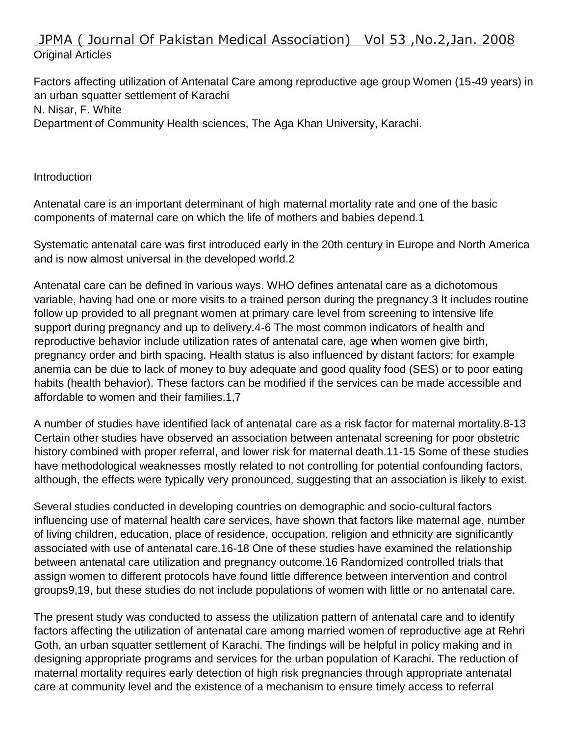JPMA ( Journal Of Pakistan Medical Association) Vol 53 ,No.2,Jan. 2008

Original Articles

# Factors affecting utilization of Antenatal Care among reproductive age group Women (15-49 years) in an urban squatter settlement of Karachi

N. Nisar, F. White

Department of Community Health sciences, The Aga Khan University, Karachi.

## Introduction

Antenatal care is an important determinant of high maternal mortality rate and one of the basic components of maternal care on which the life of mothers and babies depend.1

Systematic antenatal care was first introduced early in the 20th century in Europe and North America and is now almost universal in the developed world.2

Antenatal care can be defined in various ways. WHO defines antenatal care as a dichotomous variable, having had one or more visits to a trained person during the pregnancy.3 It includes routine follow up provided to all pregnant women at primary care level from screening to intensive life support during pregnancy and up to delivery.4-6 The most common indicators of health and reproductive behavior include utilization rates of antenatal care, age when women give birth, pregnancy order and birth spacing. Health status is also influenced by distant factors; for example anemia can be due to lack of money to buy adequate and good quality food (SES) or to poor eating habits (health behavior). These factors can be modified if the services can be made accessible and affordable to women and their families.1,7

A number of studies have identified lack of antenatal care as a risk factor for maternal mortality.8-13 Certain other studies have observed an association between antenatal screening for poor obstetric history combined with proper referral, and lower risk for maternal death.11-15 Some of these studies have methodological weaknesses mostly related to not controlling for potential confounding factors, although, the effects were typically very pronounced, suggesting that an association is likely to exist.

Several studies conducted in developing countries on demographic and socio-cultural factors influencing use of maternal health care services, have shown that factors like maternal age, number of living children, education, place of residence, occupation, religion and ethnicity are significantly associated with use of antenatal care.16-18 One of these studies have examined the relationship between antenatal care utilization and pregnancy outcome.16 Randomized controlled trials that assign women to different protocols have found little difference between intervention and control groups9,19, but these studies do not include populations of women with little or no antenatal care.

The present study was conducted to assess the utilization pattern of antenatal care and to identify factors affecting the utilization of antenatal care among married women of reproductive age at Rehri Goth, an urban squatter settlement of Karachi. The findings will be helpful in policy making and in designing appropriate programs and services for the urban population of Karachi. The reduction of maternal mortality requires early detection of high risk pregnancies through appropriate antenatal care at community level and the existence of a mechanism to ensure timely access to referral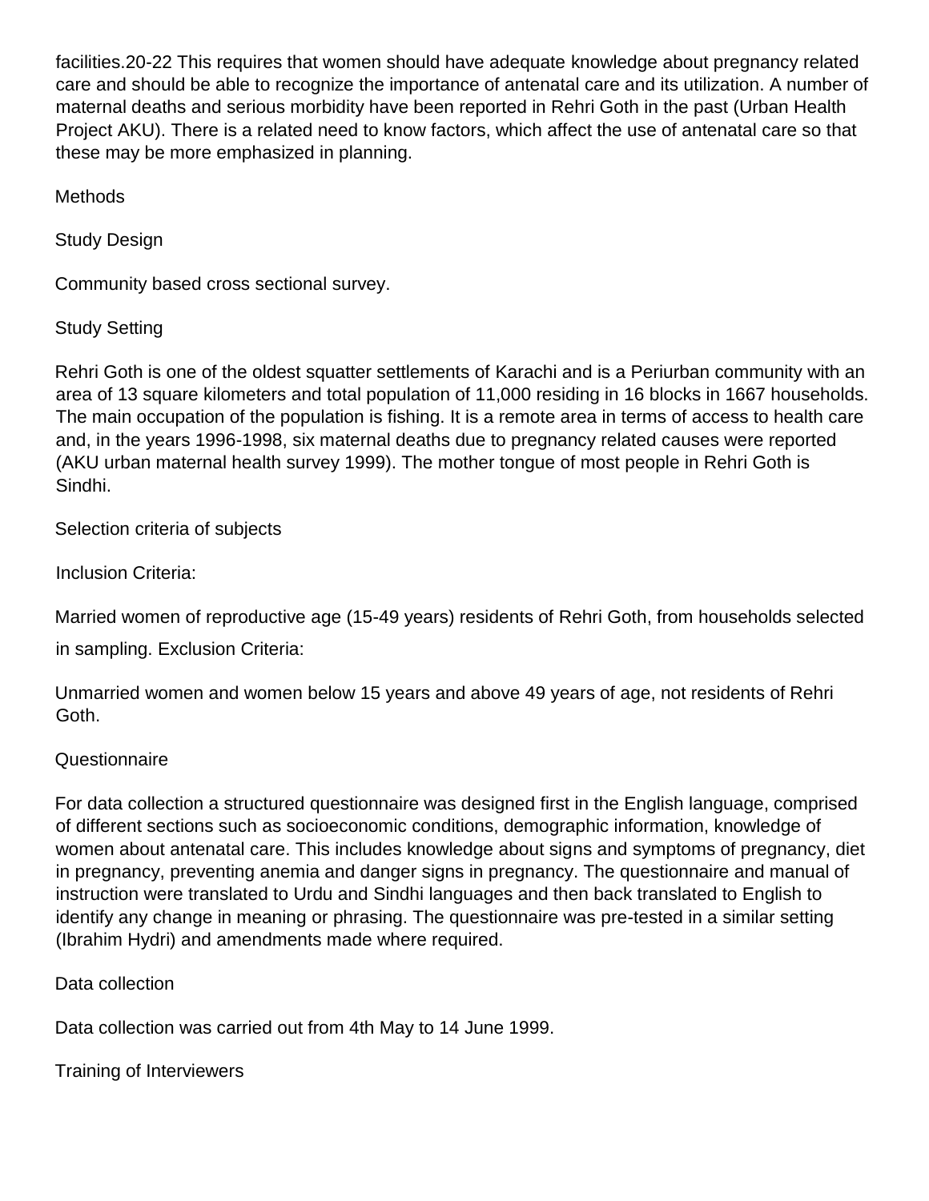facilities.[20-22] This requires that women should have adequate knowledge about pregnancy related care and should be able to recognize the importance of antenatal care and its utilization. A number of maternal deaths and serious morbidity have been reported in Rehri Goth in the past (Urban Health Project AKU). There is a related need to know factors, which affect the use of antenatal care so that these may be more emphasized in planning.

## Methods

### Study Design

Community based cross sectional survey.

### Study Setting

Rehri Goth is one of the oldest squatter settlements of Karachi and is a Periurban community with an area of 13 square kilometers and total population of 11,000 residing in 16 blocks in 1667 households. The main occupation of the population is fishing. It is a remote area in terms of access to health care and, in the years 1996-1998, six maternal deaths due to pregnancy related causes were reported (AKU urban maternal health survey 1999). The mother tongue of most people in Rehri Goth is Sindhi.

### Selection criteria of subjects

Inclusion Criteria:

Married women of reproductive age (15-49 years) residents of Rehri Goth, from households selected in sampling. Exclusion Criteria:

Unmarried women and women below 15 years and above 49 years of age, not residents of Rehri Goth.

### Questionnaire

For data collection a structured questionnaire was designed first in the English language, comprised of different sections such as socioeconomic conditions, demographic information, knowledge of women about antenatal care. This includes knowledge about signs and symptoms of pregnancy, diet in pregnancy, preventing anemia and danger signs in pregnancy. The questionnaire and manual of instruction were translated to Urdu and Sindhi languages and then back translated to English to identify any change in meaning or phrasing. The questionnaire was pre-tested in a similar setting (Ibrahim Hydri) and amendments made where required.

### Data collection

Data collection was carried out from 4th May to 14 June 1999.

### Training of Interviewers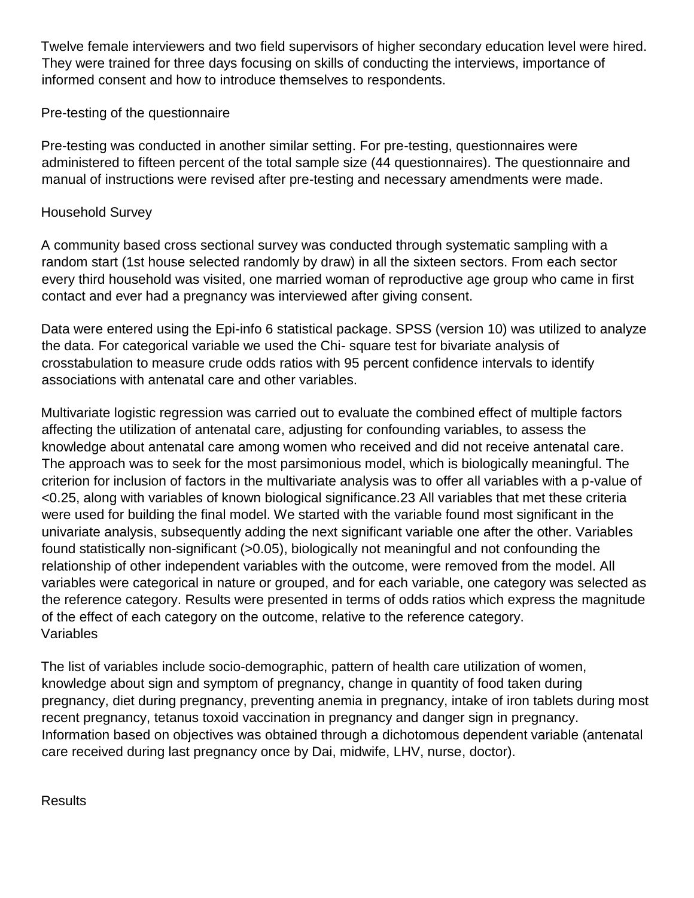Twelve female interviewers and two field supervisors of higher secondary education level were hired. They were trained for three days focusing on skills of conducting the interviews, importance of informed consent and how to introduce themselves to respondents.

## Pre-testing of the questionnaire

Pre-testing was conducted in another similar setting. For pre-testing, questionnaires were administered to fifteen percent of the total sample size (44 questionnaires). The questionnaire and manual of instructions were revised after pre-testing and necessary amendments were made.

## Household Survey

A community based cross sectional survey was conducted through systematic sampling with a random start (1st house selected randomly by draw) in all the sixteen sectors. From each sector every third household was visited, one married woman of reproductive age group who came in first contact and ever had a pregnancy was interviewed after giving consent.

Data were entered using the Epi-info 6 statistical package. SPSS (version 10) was utilized to analyze the data. For categorical variable we used the Chi- square test for bivariate analysis of crosstabulation to measure crude odds ratios with 95 percent confidence intervals to identify associations with antenatal care and other variables.

Multivariate logistic regression was carried out to evaluate the combined effect of multiple factors affecting the utilization of antenatal care, adjusting for confounding variables, to assess the knowledge about antenatal care among women who received and did not receive antenatal care. The approach was to seek for the most parsimonious model, which is biologically meaningful. The criterion for inclusion of factors in the multivariate analysis was to offer all variables with a p-value of <0.25, along with variables of known biological significance.[23] All variables that met these criteria were used for building the final model. We started with the variable found most significant in the univariate analysis, subsequently adding the next significant variable one after the other. Variables found statistically non-significant (>0.05), biologically not meaningful and not confounding the relationship of other independent variables with the outcome, were removed from the model. All variables were categorical in nature or grouped, and for each variable, one category was selected as the reference category. Results were presented in terms of odds ratios which express the magnitude of the effect of each category on the outcome, relative to the reference category.

## Variables

The list of variables include socio-demographic, pattern of health care utilization of women, knowledge about sign and symptom of pregnancy, change in quantity of food taken during pregnancy, diet during pregnancy, preventing anemia in pregnancy, intake of iron tablets during most recent pregnancy, tetanus toxoid vaccination in pregnancy and danger sign in pregnancy. Information based on objectives was obtained through a dichotomous dependent variable (antenatal care received during last pregnancy once by Dai, midwife, LHV, nurse, doctor).

# Results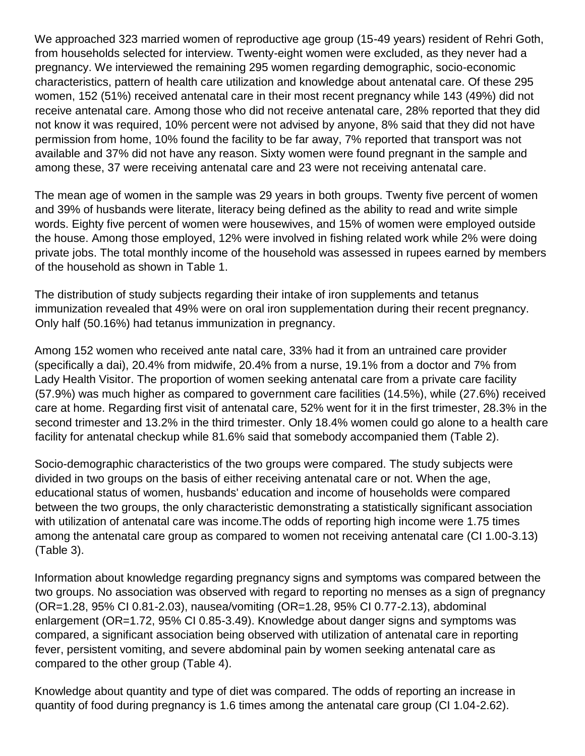We approached 323 married women of reproductive age group (15-49 years) resident of Rehri Goth, from households selected for interview. Twenty-eight women were excluded, as they never had a pregnancy. We interviewed the remaining 295 women regarding demographic, socio-economic characteristics, pattern of health care utilization and knowledge about antenatal care. Of these 295 women, 152 (51%) received antenatal care in their most recent pregnancy while 143 (49%) did not receive antenatal care. Among those who did not receive antenatal care, 28% reported that they did not know it was required, 10% percent were not advised by anyone, 8% said that they did not have permission from home, 10% found the facility to be far away, 7% reported that transport was not available and 37% did not have any reason. Sixty women were found pregnant in the sample and among these, 37 were receiving antenatal care and 23 were not receiving antenatal care.

The mean age of women in the sample was 29 years in both groups. Twenty five percent of women and 39% of husbands were literate, literacy being defined as the ability to read and write simple words. Eighty five percent of women were housewives, and 15% of women were employed outside the house. Among those employed, 12% were involved in fishing related work while 2% were doing private jobs. The total monthly income of the household was assessed in rupees earned by members of the household as shown in Table 1.

The distribution of study subjects regarding their intake of iron supplements and tetanus immunization revealed that 49% were on oral iron supplementation during their recent pregnancy. Only half (50.16%) had tetanus immunization in pregnancy.

Among 152 women who received ante natal care, 33% had it from an untrained care provider (specifically a dai), 20.4% from midwife, 20.4% from a nurse, 19.1% from a doctor and 7% from Lady Health Visitor. The proportion of women seeking antenatal care from a private care facility (57.9%) was much higher as compared to government care facilities (14.5%), while (27.6%) received care at home. Regarding first visit of antenatal care, 52% went for it in the first trimester, 28.3% in the second trimester and 13.2% in the third trimester. Only 18.4% women could go alone to a health care facility for antenatal checkup while 81.6% said that somebody accompanied them (Table 2).

Socio-demographic characteristics of the two groups were compared. The study subjects were divided in two groups on the basis of either receiving antenatal care or not. When the age, educational status of women, husbands' education and income of households were compared between the two groups, the only characteristic demonstrating a statistically significant association with utilization of antenatal care was income.The odds of reporting high income were 1.75 times among the antenatal care group as compared to women not receiving antenatal care (CI 1.00-3.13) (Table 3).

Information about knowledge regarding pregnancy signs and symptoms was compared between the two groups. No association was observed with regard to reporting no menses as a sign of pregnancy (OR=1.28, 95% CI 0.81-2.03), nausea/vomiting (OR=1.28, 95% CI 0.77-2.13), abdominal enlargement (OR=1.72, 95% CI 0.85-3.49). Knowledge about danger signs and symptoms was compared, a significant association being observed with utilization of antenatal care in reporting fever, persistent vomiting, and severe abdominal pain by women seeking antenatal care as compared to the other group (Table 4).

Knowledge about quantity and type of diet was compared. The odds of reporting an increase in quantity of food during pregnancy is 1.6 times among the antenatal care group (CI 1.04-2.62).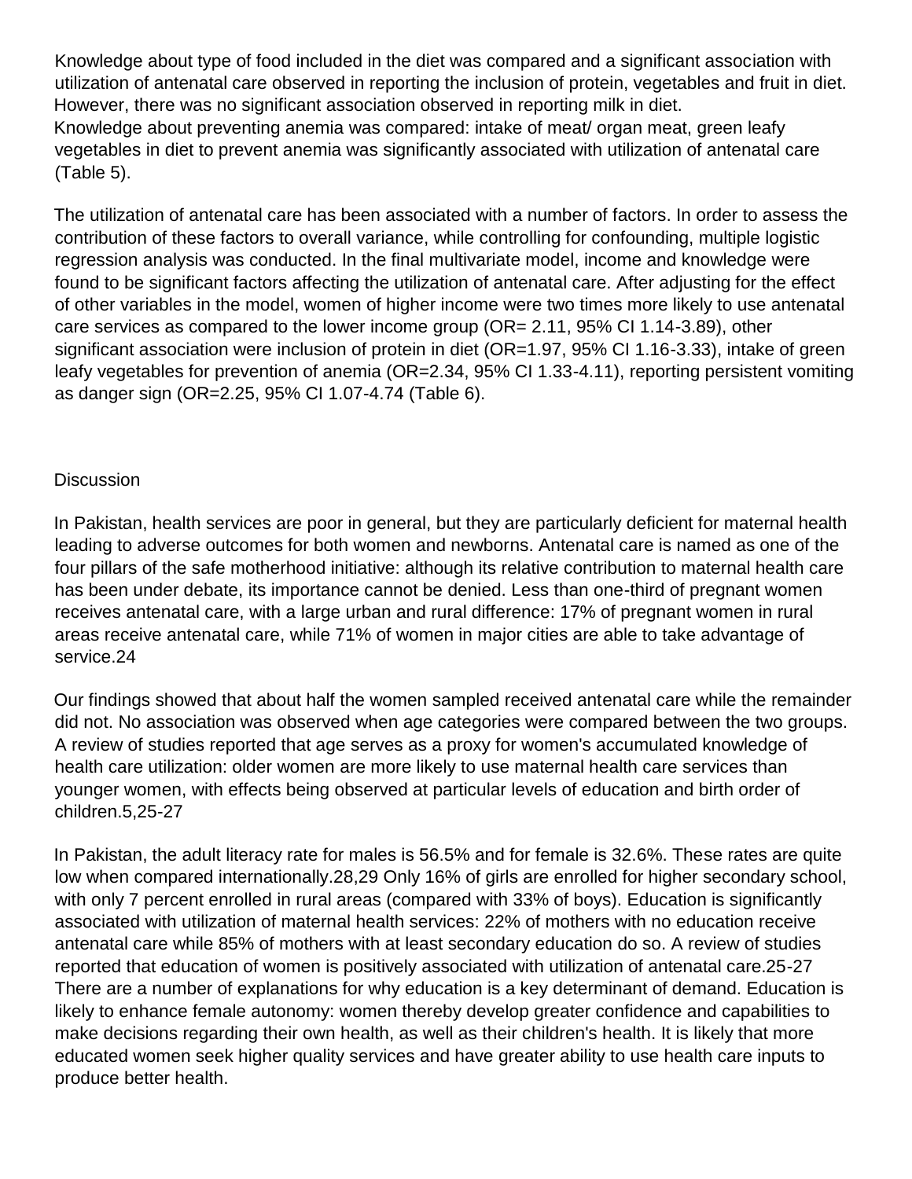Knowledge about type of food included in the diet was compared and a significant association with utilization of antenatal care observed in reporting the inclusion of protein, vegetables and fruit in diet. However, there was no significant association observed in reporting milk in diet.
Knowledge about preventing anemia was compared: intake of meat/ organ meat, green leafy vegetables in diet to prevent anemia was significantly associated with utilization of antenatal care (Table 5).

The utilization of antenatal care has been associated with a number of factors. In order to assess the contribution of these factors to overall variance, while controlling for confounding, multiple logistic regression analysis was conducted. In the final multivariate model, income and knowledge were found to be significant factors affecting the utilization of antenatal care. After adjusting for the effect of other variables in the model, women of higher income were two times more likely to use antenatal care services as compared to the lower income group (OR= 2.11, 95% CI 1.14-3.89), other significant association were inclusion of protein in diet (OR=1.97, 95% CI 1.16-3.33), intake of green leafy vegetables for prevention of anemia (OR=2.34, 95% CI 1.33-4.11), reporting persistent vomiting as danger sign (OR=2.25, 95% CI 1.07-4.74 (Table 6).

## Discussion

In Pakistan, health services are poor in general, but they are particularly deficient for maternal health leading to adverse outcomes for both women and newborns. Antenatal care is named as one of the four pillars of the safe motherhood initiative: although its relative contribution to maternal health care has been under debate, its importance cannot be denied. Less than one-third of pregnant women receives antenatal care, with a large urban and rural difference: 17% of pregnant women in rural areas receive antenatal care, while 71% of women in major cities are able to take advantage of service.[24]

Our findings showed that about half the women sampled received antenatal care while the remainder did not. No association was observed when age categories were compared between the two groups. A review of studies reported that age serves as a proxy for women's accumulated knowledge of health care utilization: older women are more likely to use maternal health care services than younger women, with effects being observed at particular levels of education and birth order of children.[5,25-27]

In Pakistan, the adult literacy rate for males is 56.5% and for female is 32.6%. These rates are quite low when compared internationally.[28,29] Only 16% of girls are enrolled for higher secondary school, with only 7 percent enrolled in rural areas (compared with 33% of boys). Education is significantly associated with utilization of maternal health services: 22% of mothers with no education receive antenatal care while 85% of mothers with at least secondary education do so. A review of studies reported that education of women is positively associated with utilization of antenatal care.[25-27] There are a number of explanations for why education is a key determinant of demand. Education is likely to enhance female autonomy: women thereby develop greater confidence and capabilities to make decisions regarding their own health, as well as their children's health. It is likely that more educated women seek higher quality services and have greater ability to use health care inputs to produce better health.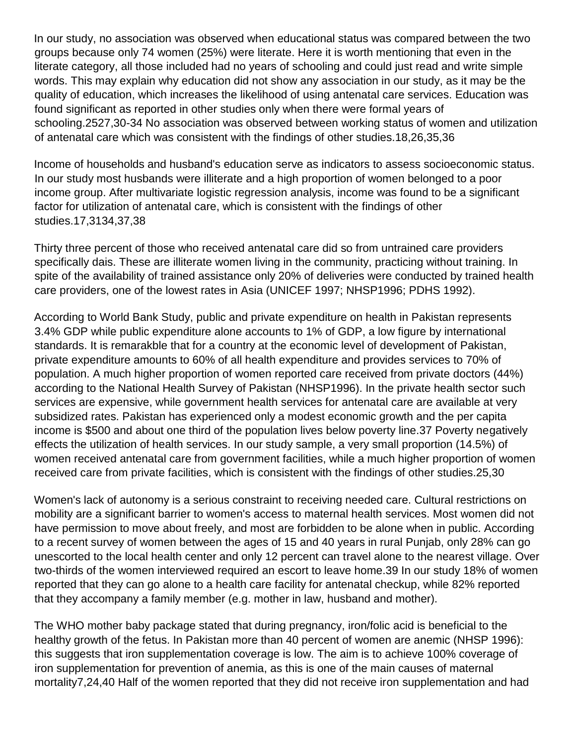In our study, no association was observed when educational status was compared between the two groups because only 74 women (25%) were literate. Here it is worth mentioning that even in the literate category, all those included had no years of schooling and could just read and write simple words. This may explain why education did not show any association in our study, as it may be the quality of education, which increases the likelihood of using antenatal care services. Education was found significant as reported in other studies only when there were formal years of schooling.2527,30-34 No association was observed between working status of women and utilization of antenatal care which was consistent with the findings of other studies.18,26,35,36

Income of households and husband's education serve as indicators to assess socioeconomic status. In our study most husbands were illiterate and a high proportion of women belonged to a poor income group. After multivariate logistic regression analysis, income was found to be a significant factor for utilization of antenatal care, which is consistent with the findings of other studies.17,3134,37,38

Thirty three percent of those who received antenatal care did so from untrained care providers specifically dais. These are illiterate women living in the community, practicing without training. In spite of the availability of trained assistance only 20% of deliveries were conducted by trained health care providers, one of the lowest rates in Asia (UNICEF 1997; NHSP1996; PDHS 1992).

According to World Bank Study, public and private expenditure on health in Pakistan represents 3.4% GDP while public expenditure alone accounts to 1% of GDP, a low figure by international standards. It is remarakble that for a country at the economic level of development of Pakistan, private expenditure amounts to 60% of all health expenditure and provides services to 70% of population. A much higher proportion of women reported care received from private doctors (44%) according to the National Health Survey of Pakistan (NHSP1996). In the private health sector such services are expensive, while government health services for antenatal care are available at very subsidized rates. Pakistan has experienced only a modest economic growth and the per capita income is $500 and about one third of the population lives below poverty line.37 Poverty negatively effects the utilization of health services. In our study sample, a very small proportion (14.5%) of women received antenatal care from government facilities, while a much higher proportion of women received care from private facilities, which is consistent with the findings of other studies.25,30

Women's lack of autonomy is a serious constraint to receiving needed care. Cultural restrictions on mobility are a significant barrier to women's access to maternal health services. Most women did not have permission to move about freely, and most are forbidden to be alone when in public. According to a recent survey of women between the ages of 15 and 40 years in rural Punjab, only 28% can go unescorted to the local health center and only 12 percent can travel alone to the nearest village. Over two-thirds of the women interviewed required an escort to leave home.39 In our study 18% of women reported that they can go alone to a health care facility for antenatal checkup, while 82% reported that they accompany a family member (e.g. mother in law, husband and mother).

The WHO mother baby package stated that during pregnancy, iron/folic acid is beneficial to the healthy growth of the fetus. In Pakistan more than 40 percent of women are anemic (NHSP 1996): this suggests that iron supplementation coverage is low. The aim is to achieve 100% coverage of iron supplementation for prevention of anemia, as this is one of the main causes of maternal mortality7,24,40 Half of the women reported that they did not receive iron supplementation and had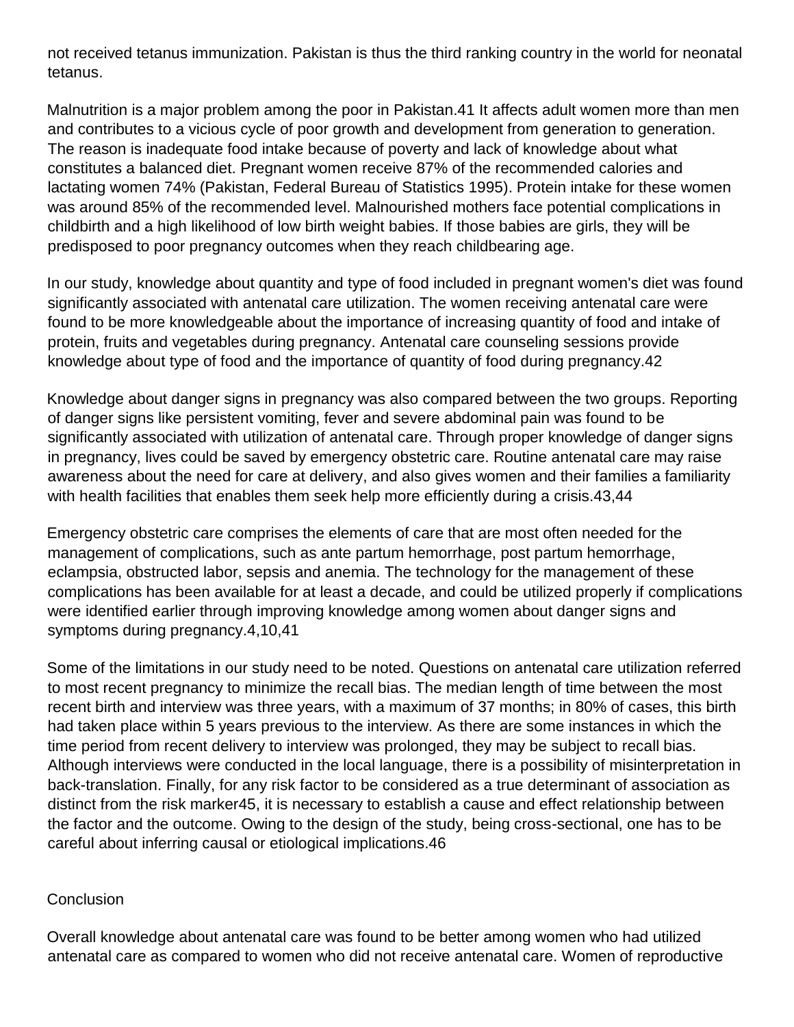not received tetanus immunization. Pakistan is thus the third ranking country in the world for neonatal tetanus.

Malnutrition is a major problem among the poor in Pakistan.[41] It affects adult women more than men and contributes to a vicious cycle of poor growth and development from generation to generation. The reason is inadequate food intake because of poverty and lack of knowledge about what constitutes a balanced diet. Pregnant women receive 87% of the recommended calories and lactating women 74% (Pakistan, Federal Bureau of Statistics 1995). Protein intake for these women was around 85% of the recommended level. Malnourished mothers face potential complications in childbirth and a high likelihood of low birth weight babies. If those babies are girls, they will be predisposed to poor pregnancy outcomes when they reach childbearing age.

In our study, knowledge about quantity and type of food included in pregnant women's diet was found significantly associated with antenatal care utilization. The women receiving antenatal care were found to be more knowledgeable about the importance of increasing quantity of food and intake of protein, fruits and vegetables during pregnancy. Antenatal care counseling sessions provide knowledge about type of food and the importance of quantity of food during pregnancy.[42]

Knowledge about danger signs in pregnancy was also compared between the two groups. Reporting of danger signs like persistent vomiting, fever and severe abdominal pain was found to be significantly associated with utilization of antenatal care. Through proper knowledge of danger signs in pregnancy, lives could be saved by emergency obstetric care. Routine antenatal care may raise awareness about the need for care at delivery, and also gives women and their families a familiarity with health facilities that enables them seek help more efficiently during a crisis.[43,44]

Emergency obstetric care comprises the elements of care that are most often needed for the management of complications, such as ante partum hemorrhage, post partum hemorrhage, eclampsia, obstructed labor, sepsis and anemia. The technology for the management of these complications has been available for at least a decade, and could be utilized properly if complications were identified earlier through improving knowledge among women about danger signs and symptoms during pregnancy.[4,10,41]

Some of the limitations in our study need to be noted. Questions on antenatal care utilization referred to most recent pregnancy to minimize the recall bias. The median length of time between the most recent birth and interview was three years, with a maximum of 37 months; in 80% of cases, this birth had taken place within 5 years previous to the interview. As there are some instances in which the time period from recent delivery to interview was prolonged, they may be subject to recall bias. Although interviews were conducted in the local language, there is a possibility of misinterpretation in back-translation. Finally, for any risk factor to be considered as a true determinant of association as distinct from the risk marker[45], it is necessary to establish a cause and effect relationship between the factor and the outcome. Owing to the design of the study, being cross-sectional, one has to be careful about inferring causal or etiological implications.[46]

## Conclusion

Overall knowledge about antenatal care was found to be better among women who had utilized antenatal care as compared to women who did not receive antenatal care. Women of reproductive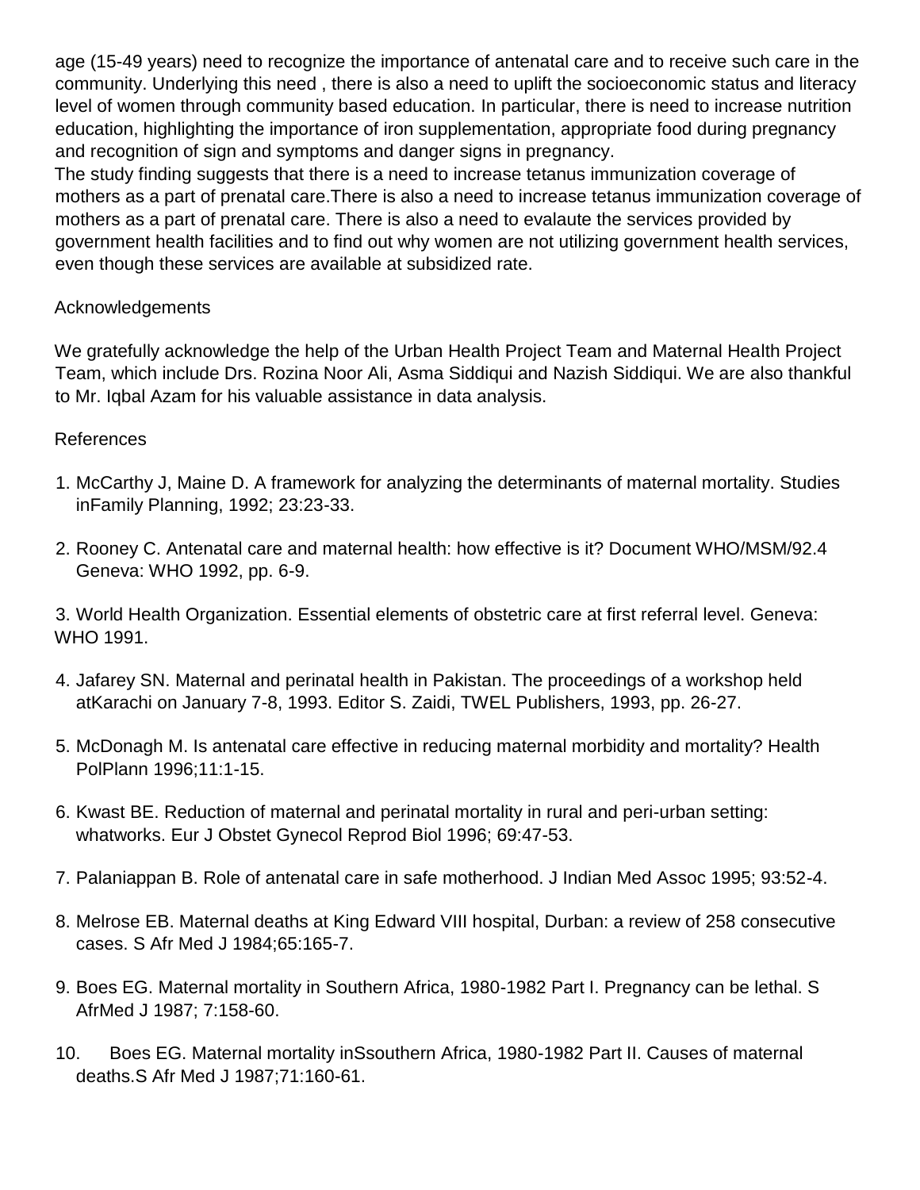age (15-49 years) need to recognize the importance of antenatal care and to receive such care in the community. Underlying this need , there is also a need to uplift the socioeconomic status and literacy level of women through community based education. In particular, there is need to increase nutrition education, highlighting the importance of iron supplementation, appropriate food during pregnancy and recognition of sign and symptoms and danger signs in pregnancy.
The study finding suggests that there is a need to increase tetanus immunization coverage of mothers as a part of prenatal care.There is also a need to increase tetanus immunization coverage of mothers as a part of prenatal care. There is also a need to evalaute the services provided by government health facilities and to find out why women are not utilizing government health services, even though these services are available at subsidized rate.

Acknowledgements

We gratefully acknowledge the help of the Urban Health Project Team and Maternal Health Project Team, which include Drs. Rozina Noor Ali, Asma Siddiqui and Nazish Siddiqui. We are also thankful to Mr. Iqbal Azam for his valuable assistance in data analysis.

References

1. McCarthy J, Maine D. A framework for analyzing the determinants of maternal mortality. Studies inFamily Planning, 1992; 23:23-33.
2. Rooney C. Antenatal care and maternal health: how effective is it? Document WHO/MSM/92.4 Geneva: WHO 1992, pp. 6-9.
3. World Health Organization. Essential elements of obstetric care at first referral level. Geneva: WHO 1991.
4. Jafarey SN. Maternal and perinatal health in Pakistan. The proceedings of a workshop held atKarachi on January 7-8, 1993. Editor S. Zaidi, TWEL Publishers, 1993, pp. 26-27.
5. McDonagh M. Is antenatal care effective in reducing maternal morbidity and mortality? Health PolPlann 1996;11:1-15.
6. Kwast BE. Reduction of maternal and perinatal mortality in rural and peri-urban setting: whatworks. Eur J Obstet Gynecol Reprod Biol 1996; 69:47-53.
7. Palaniappan B. Role of antenatal care in safe motherhood. J Indian Med Assoc 1995; 93:52-4.
8. Melrose EB. Maternal deaths at King Edward VIII hospital, Durban: a review of 258 consecutive cases. S Afr Med J 1984;65:165-7.
9. Boes EG. Maternal mortality in Southern Africa, 1980-1982 Part I. Pregnancy can be lethal. S AfrMed J 1987; 7:158-60.
10. Boes EG. Maternal mortality inSsouthern Africa, 1980-1982 Part II. Causes of maternal deaths.S Afr Med J 1987;71:160-61.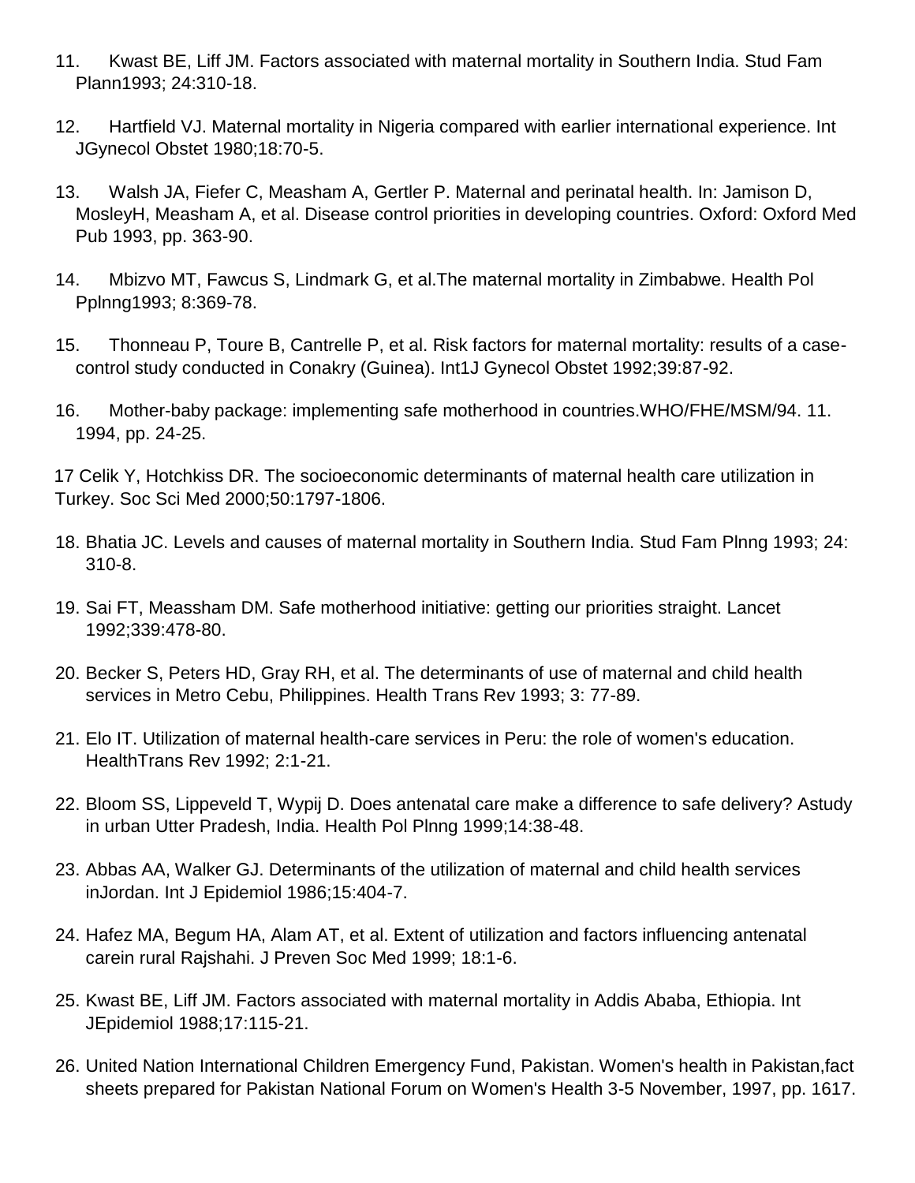11. Kwast BE, Liff JM. Factors associated with maternal mortality in Southern India. Stud Fam Plann1993; 24:310-18.

12. Hartfield VJ. Maternal mortality in Nigeria compared with earlier international experience. Int JGynecol Obstet 1980;18:70-5.

13. Walsh JA, Fiefer C, Measham A, Gertler P. Maternal and perinatal health. In: Jamison D, MosleyH, Measham A, et al. Disease control priorities in developing countries. Oxford: Oxford Med Pub 1993, pp. 363-90.

14. Mbizvo MT, Fawcus S, Lindmark G, et al.The maternal mortality in Zimbabwe. Health Pol Pplnng1993; 8:369-78.

15. Thonneau P, Toure B, Cantrelle P, et al. Risk factors for maternal mortality: results of a case-control study conducted in Conakry (Guinea). Int1J Gynecol Obstet 1992;39:87-92.

16. Mother-baby package: implementing safe motherhood in countries.WHO/FHE/MSM/94. 11. 1994, pp. 24-25.

17 Celik Y, Hotchkiss DR. The socioeconomic determinants of maternal health care utilization in Turkey. Soc Sci Med 2000;50:1797-1806.

18. Bhatia JC. Levels and causes of maternal mortality in Southern India. Stud Fam Plnng 1993; 24: 310-8.

19. Sai FT, Meassham DM. Safe motherhood initiative: getting our priorities straight. Lancet 1992;339:478-80.

20. Becker S, Peters HD, Gray RH, et al. The determinants of use of maternal and child health services in Metro Cebu, Philippines. Health Trans Rev 1993; 3: 77-89.

21. Elo IT. Utilization of maternal health-care services in Peru: the role of women's education. HealthTrans Rev 1992; 2:1-21.

22. Bloom SS, Lippeveld T, Wypij D. Does antenatal care make a difference to safe delivery? Astudy in urban Utter Pradesh, India. Health Pol Plnng 1999;14:38-48.

23. Abbas AA, Walker GJ. Determinants of the utilization of maternal and child health services inJordan. Int J Epidemiol 1986;15:404-7.

24. Hafez MA, Begum HA, Alam AT, et al. Extent of utilization and factors influencing antenatal carein rural Rajshahi. J Preven Soc Med 1999; 18:1-6.

25. Kwast BE, Liff JM. Factors associated with maternal mortality in Addis Ababa, Ethiopia. Int JEpidemiol 1988;17:115-21.

26. United Nation International Children Emergency Fund, Pakistan. Women's health in Pakistan,fact sheets prepared for Pakistan National Forum on Women's Health 3-5 November, 1997, pp. 1617.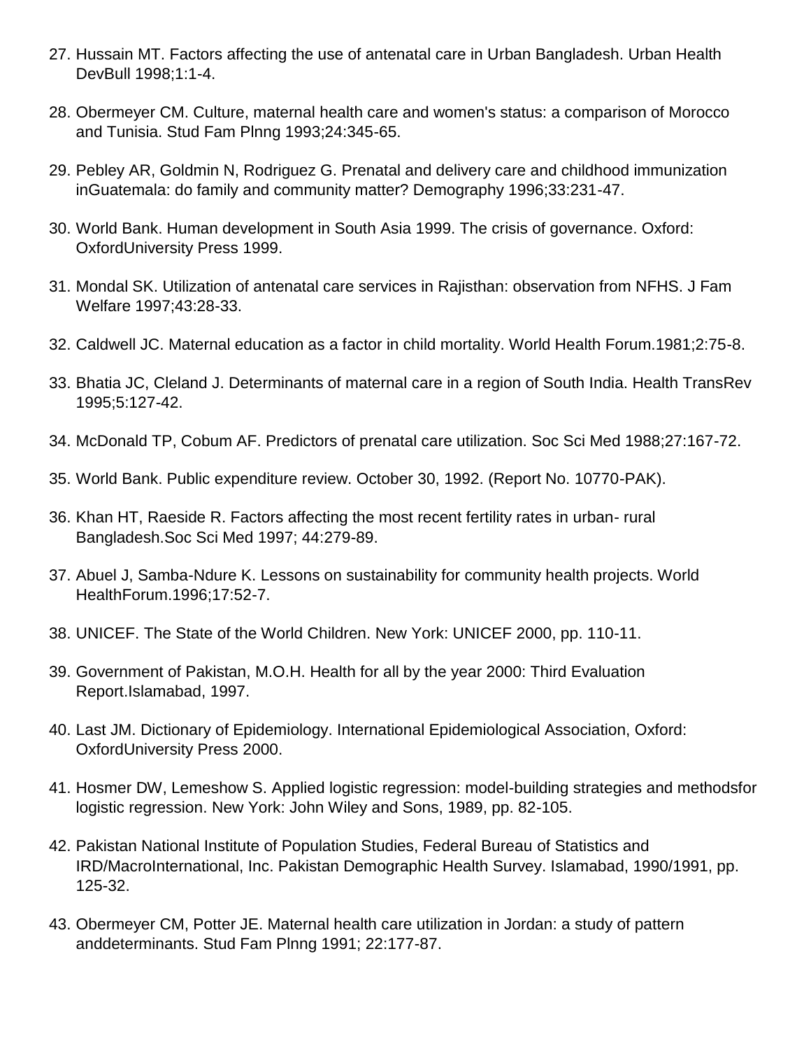27. Hussain MT. Factors affecting the use of antenatal care in Urban Bangladesh. Urban Health DevBull 1998;1:1-4.

28. Obermeyer CM. Culture, maternal health care and women's status: a comparison of Morocco and Tunisia. Stud Fam Plnng 1993;24:345-65.

29. Pebley AR, Goldmin N, Rodriguez G. Prenatal and delivery care and childhood immunization inGuatemala: do family and community matter? Demography 1996;33:231-47.

30. World Bank. Human development in South Asia 1999. The crisis of governance. Oxford: OxfordUniversity Press 1999.

31. Mondal SK. Utilization of antenatal care services in Rajisthan: observation from NFHS. J Fam Welfare 1997;43:28-33.

32. Caldwell JC. Maternal education as a factor in child mortality. World Health Forum.1981;2:75-8.

33. Bhatia JC, Cleland J. Determinants of maternal care in a region of South India. Health TransRev 1995;5:127-42.

34. McDonald TP, Cobum AF. Predictors of prenatal care utilization. Soc Sci Med 1988;27:167-72.

35. World Bank. Public expenditure review. October 30, 1992. (Report No. 10770-PAK).

36. Khan HT, Raeside R. Factors affecting the most recent fertility rates in urban- rural Bangladesh.Soc Sci Med 1997; 44:279-89.

37. Abuel J, Samba-Ndure K. Lessons on sustainability for community health projects. World HealthForum.1996;17:52-7.

38. UNICEF. The State of the World Children. New York: UNICEF 2000, pp. 110-11.

39. Government of Pakistan, M.O.H. Health for all by the year 2000: Third Evaluation Report.Islamabad, 1997.

40. Last JM. Dictionary of Epidemiology. International Epidemiological Association, Oxford: OxfordUniversity Press 2000.

41. Hosmer DW, Lemeshow S. Applied logistic regression: model-building strategies and methodsfor logistic regression. New York: John Wiley and Sons, 1989, pp. 82-105.

42. Pakistan National Institute of Population Studies, Federal Bureau of Statistics and IRD/MacroInternational, Inc. Pakistan Demographic Health Survey. Islamabad, 1990/1991, pp. 125-32.

43. Obermeyer CM, Potter JE. Maternal health care utilization in Jordan: a study of pattern anddeterminants. Stud Fam Plnng 1991; 22:177-87.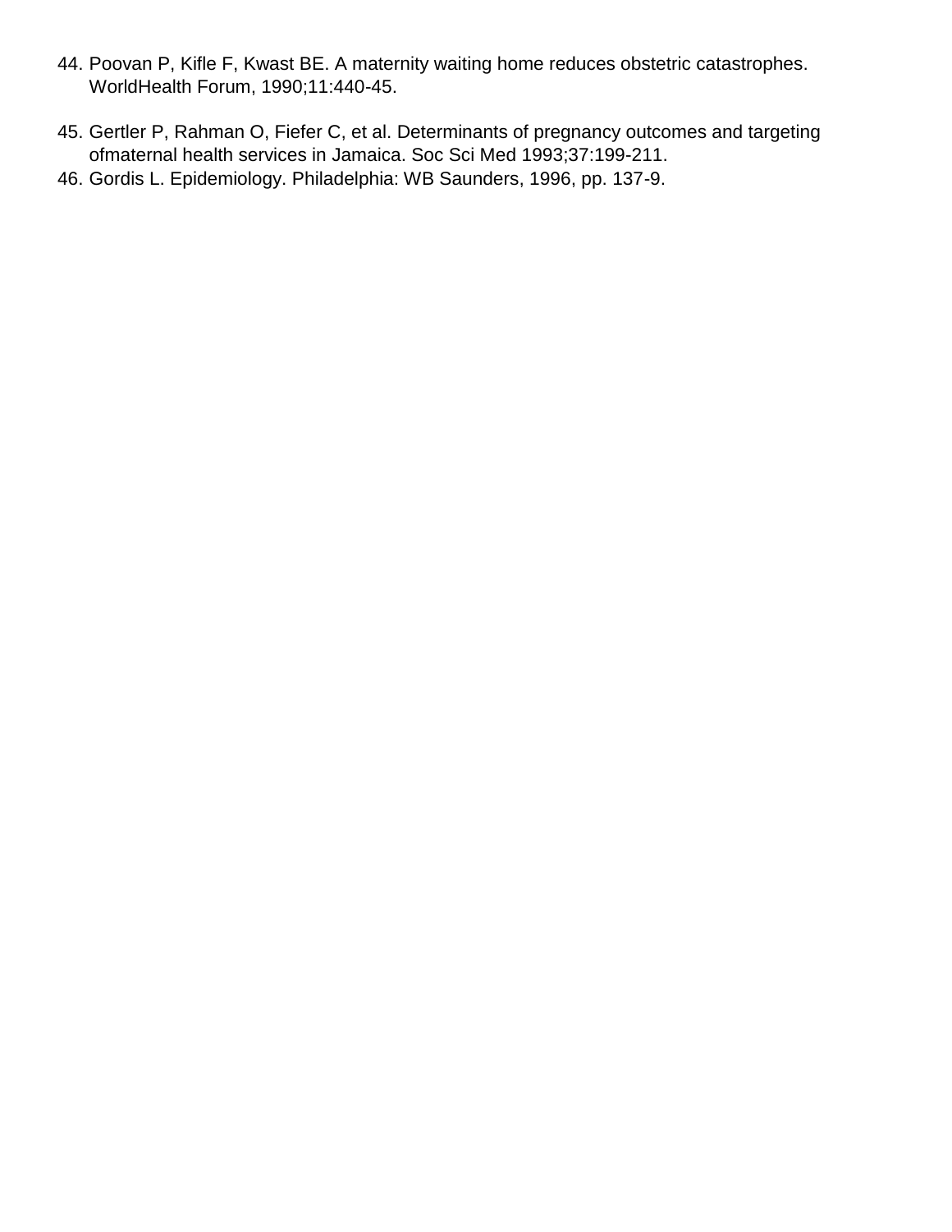44. Poovan P, Kifle F, Kwast BE. A maternity waiting home reduces obstetric catastrophes. WorldHealth Forum, 1990;11:440-45.

45. Gertler P, Rahman O, Fiefer C, et al. Determinants of pregnancy outcomes and targeting ofmaternal health services in Jamaica. Soc Sci Med 1993;37:199-211.

46. Gordis L. Epidemiology. Philadelphia: WB Saunders, 1996, pp. 137-9.